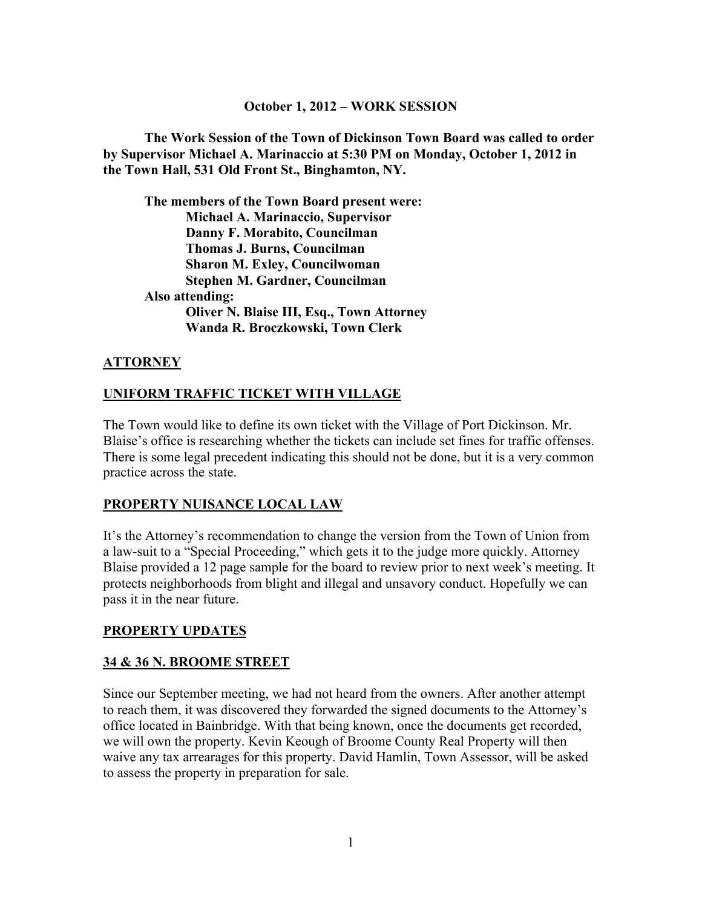**October 1, 2012 – WORK SESSION**

**The Work Session of the Town of Dickinson Town Board was called to order by Supervisor Michael A. Marinaccio at 5:30 PM on Monday, October 1, 2012 in the Town Hall, 531 Old Front St., Binghamton, NY.**

**The members of the Town Board present were:**
**Michael A. Marinaccio, Supervisor**
**Danny F. Morabito, Councilman**
**Thomas J. Burns, Councilman**
**Sharon M. Exley, Councilwoman**
**Stephen M. Gardner, Councilman**
**Also attending:**
**Oliver N. Blaise III, Esq., Town Attorney**
**Wanda R. Broczkowski, Town Clerk**

## ATTORNEY

## UNIFORM TRAFFIC TICKET WITH VILLAGE

The Town would like to define its own ticket with the Village of Port Dickinson. Mr. Blaise's office is researching whether the tickets can include set fines for traffic offenses. There is some legal precedent indicating this should not be done, but it is a very common practice across the state.

## PROPERTY NUISANCE LOCAL LAW

It's the Attorney's recommendation to change the version from the Town of Union from a law-suit to a "Special Proceeding," which gets it to the judge more quickly. Attorney Blaise provided a 12 page sample for the board to review prior to next week's meeting. It protects neighborhoods from blight and illegal and unsavory conduct. Hopefully we can pass it in the near future.

## PROPERTY UPDATES

## 34 & 36 N. BROOME STREET

Since our September meeting, we had not heard from the owners. After another attempt to reach them, it was discovered they forwarded the signed documents to the Attorney's office located in Bainbridge. With that being known, once the documents get recorded, we will own the property. Kevin Keough of Broome County Real Property will then waive any tax arrearages for this property. David Hamlin, Town Assessor, will be asked to assess the property in preparation for sale.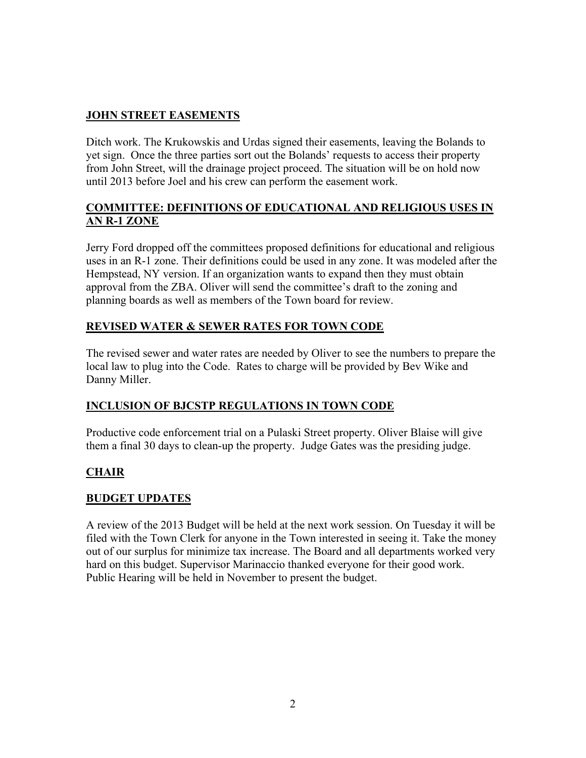## **JOHN STREET EASEMENTS**

Ditch work. The Krukowskis and Urdas signed their easements, leaving the Bolands to yet sign. Once the three parties sort out the Bolands' requests to access their property from John Street, will the drainage project proceed. The situation will be on hold now until 2013 before Joel and his crew can perform the easement work.

## **COMMITTEE: DEFINITIONS OF EDUCATIONAL AND RELIGIOUS USES IN AN R-1 ZONE**

Jerry Ford dropped off the committees proposed definitions for educational and religious uses in an R-1 zone. Their definitions could be used in any zone. It was modeled after the Hempstead, NY version. If an organization wants to expand then they must obtain approval from the ZBA. Oliver will send the committee's draft to the zoning and planning boards as well as members of the Town board for review.

## **REVISED WATER & SEWER RATES FOR TOWN CODE**

The revised sewer and water rates are needed by Oliver to see the numbers to prepare the local law to plug into the Code. Rates to charge will be provided by Bev Wike and Danny Miller.

## **INCLUSION OF BJCSTP REGULATIONS IN TOWN CODE**

Productive code enforcement trial on a Pulaski Street property. Oliver Blaise will give them a final 30 days to clean-up the property. Judge Gates was the presiding judge.

## **CHAIR**

## **BUDGET UPDATES**

A review of the 2013 Budget will be held at the next work session. On Tuesday it will be filed with the Town Clerk for anyone in the Town interested in seeing it. Take the money out of our surplus for minimize tax increase. The Board and all departments worked very hard on this budget. Supervisor Marinaccio thanked everyone for their good work. Public Hearing will be held in November to present the budget.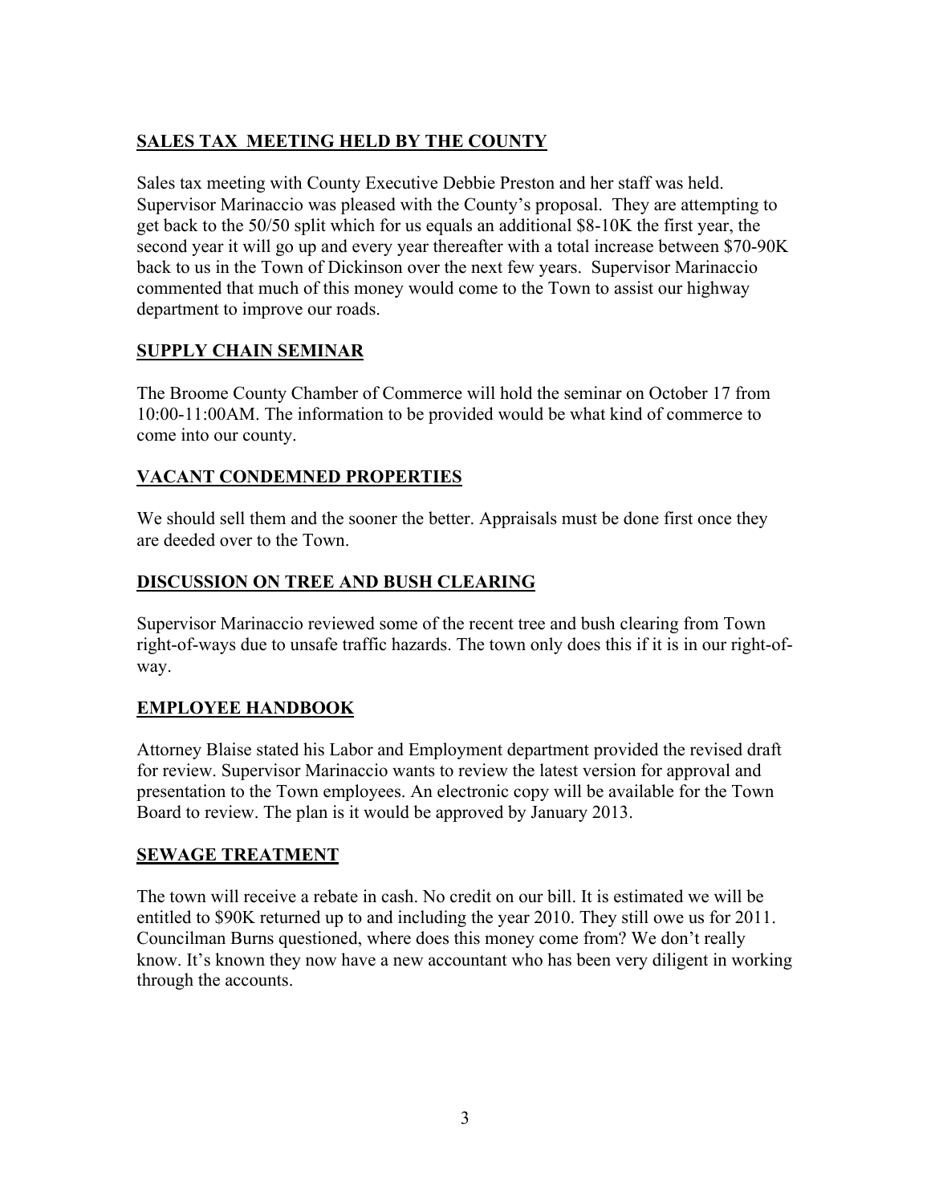## SALES TAX MEETING HELD BY THE COUNTY

Sales tax meeting with County Executive Debbie Preston and her staff was held. Supervisor Marinaccio was pleased with the County's proposal. They are attempting to get back to the 50/50 split which for us equals an additional $8-10K the first year, the second year it will go up and every year thereafter with a total increase between $70-90K back to us in the Town of Dickinson over the next few years. Supervisor Marinaccio commented that much of this money would come to the Town to assist our highway department to improve our roads.

## SUPPLY CHAIN SEMINAR

The Broome County Chamber of Commerce will hold the seminar on October 17 from 10:00-11:00AM. The information to be provided would be what kind of commerce to come into our county.

## VACANT CONDEMNED PROPERTIES

We should sell them and the sooner the better. Appraisals must be done first once they are deeded over to the Town.

## DISCUSSION ON TREE AND BUSH CLEARING

Supervisor Marinaccio reviewed some of the recent tree and bush clearing from Town right-of-ways due to unsafe traffic hazards. The town only does this if it is in our right-of-way.

## EMPLOYEE HANDBOOK

Attorney Blaise stated his Labor and Employment department provided the revised draft for review. Supervisor Marinaccio wants to review the latest version for approval and presentation to the Town employees. An electronic copy will be available for the Town Board to review. The plan is it would be approved by January 2013.

## SEWAGE TREATMENT

The town will receive a rebate in cash. No credit on our bill. It is estimated we will be entitled to $90K returned up to and including the year 2010. They still owe us for 2011. Councilman Burns questioned, where does this money come from? We don't really know. It's known they now have a new accountant who has been very diligent in working through the accounts.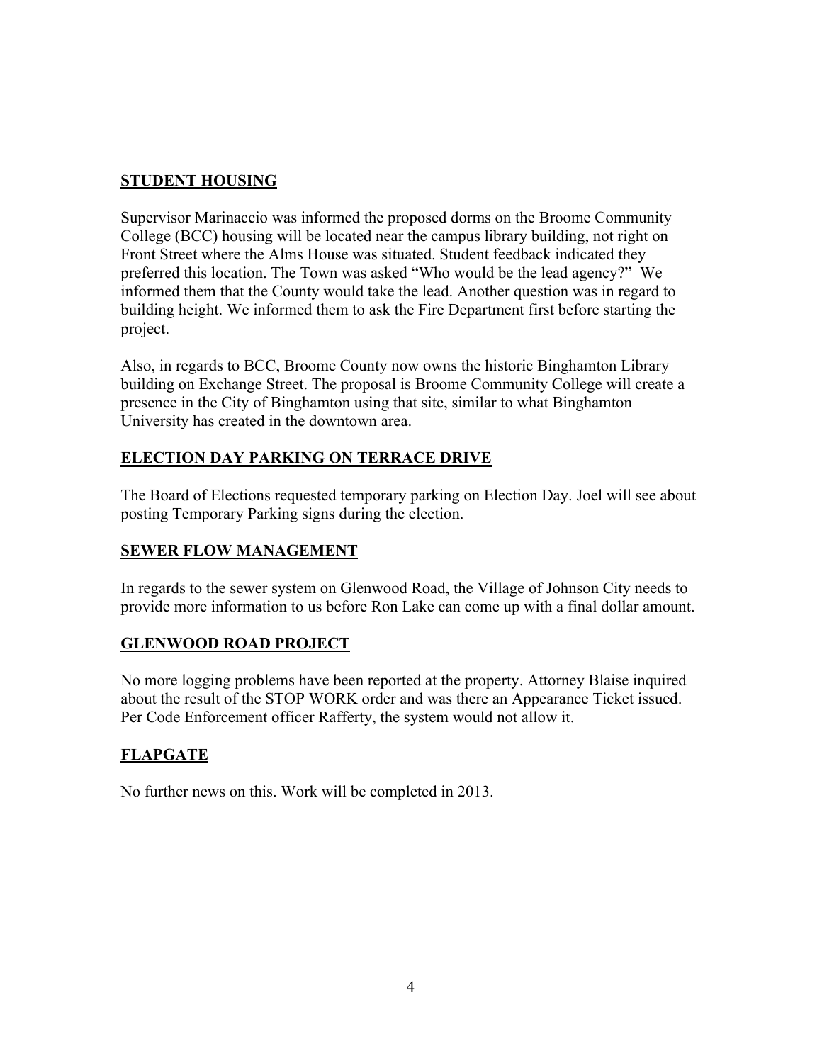## STUDENT HOUSING

Supervisor Marinaccio was informed the proposed dorms on the Broome Community College (BCC) housing will be located near the campus library building, not right on Front Street where the Alms House was situated. Student feedback indicated they preferred this location. The Town was asked "Who would be the lead agency?" We informed them that the County would take the lead. Another question was in regard to building height. We informed them to ask the Fire Department first before starting the project.

Also, in regards to BCC, Broome County now owns the historic Binghamton Library building on Exchange Street. The proposal is Broome Community College will create a presence in the City of Binghamton using that site, similar to what Binghamton University has created in the downtown area.

## ELECTION DAY PARKING ON TERRACE DRIVE

The Board of Elections requested temporary parking on Election Day. Joel will see about posting Temporary Parking signs during the election.

## SEWER FLOW MANAGEMENT

In regards to the sewer system on Glenwood Road, the Village of Johnson City needs to provide more information to us before Ron Lake can come up with a final dollar amount.

## GLENWOOD ROAD PROJECT

No more logging problems have been reported at the property. Attorney Blaise inquired about the result of the STOP WORK order and was there an Appearance Ticket issued. Per Code Enforcement officer Rafferty, the system would not allow it.

## FLAPGATE

No further news on this. Work will be completed in 2013.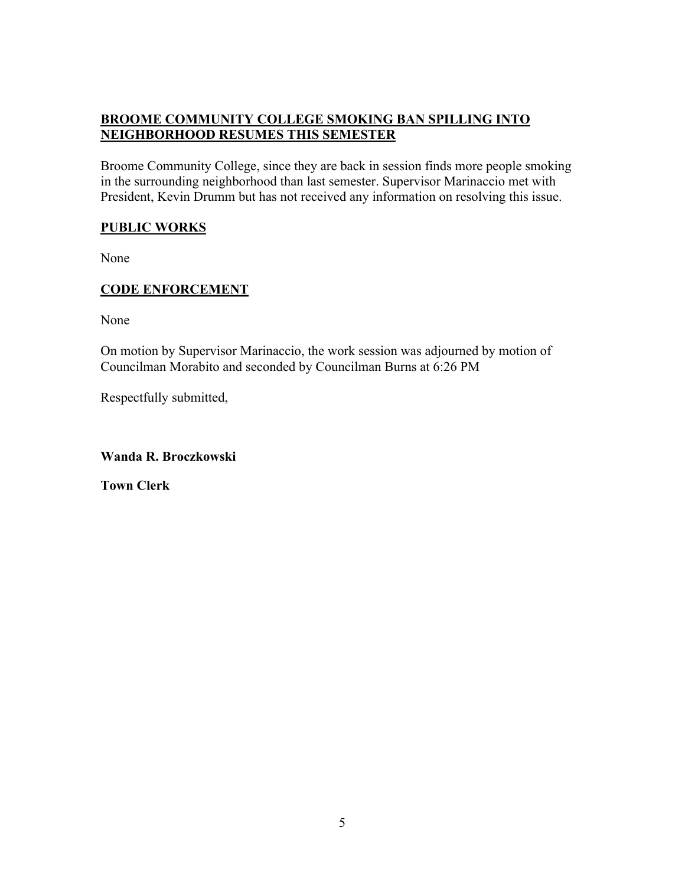**BROOME COMMUNITY COLLEGE SMOKING BAN SPILLING INTO NEIGHBORHOOD RESUMES THIS SEMESTER**

Broome Community College, since they are back in session finds more people smoking in the surrounding neighborhood than last semester. Supervisor Marinaccio met with President, Kevin Drumm but has not received any information on resolving this issue.

**PUBLIC WORKS**

None

**CODE ENFORCEMENT**

None

On motion by Supervisor Marinaccio, the work session was adjourned by motion of Councilman Morabito and seconded by Councilman Burns at 6:26 PM

Respectfully submitted,

**Wanda R. Broczkowski**

**Town Clerk**